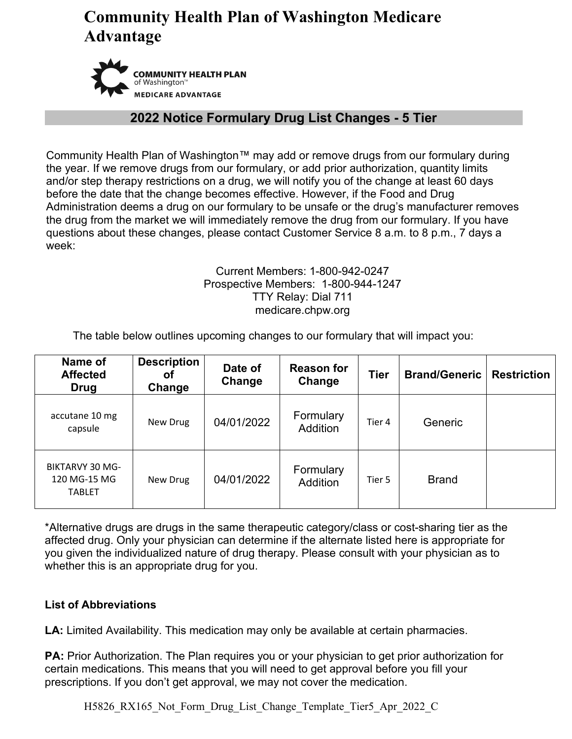# Community Health Plan of Washington Medicare Advantage

COMMUNITY HEALTH PLAN of Washington™ MEDICARE ADVANTAGE

## 2022 Notice Formulary Drug List Changes - 5 Tier

Community Health Plan of Washington™ may add or remove drugs from our formulary during the year. If we remove drugs from our formulary, or add prior authorization, quantity limits and/or step therapy restrictions on a drug, we will notify you of the change at least 60 days before the date that the change becomes effective. However, if the Food and Drug Administration deems a drug on our formulary to be unsafe or the drug's manufacturer removes the drug from the market we will immediately remove the drug from our formulary. If you have questions about these changes, please contact Customer Service 8 a.m. to 8 p.m., 7 days a week:

Current Members: 1-800-942-0247
Prospective Members: 1-800-944-1247
TTY Relay: Dial 711
medicare.chpw.org

The table below outlines upcoming changes to our formulary that will impact you:

| Name of Affected Drug | Description of Change | Date of Change | Reason for Change | Tier | Brand/Generic | Restriction |
|---|---|---|---|---|---|---|
| accutane 10 mg capsule | New Drug | 04/01/2022 | Formulary Addition | Tier 4 | Generic | |
| BIKTARVY 30 MG-120 MG-15 MG TABLET | New Drug | 04/01/2022 | Formulary Addition | Tier 5 | Brand | |

*Alternative drugs are drugs in the same therapeutic category/class or cost-sharing tier as the affected drug. Only your physician can determine if the alternate listed here is appropriate for you given the individualized nature of drug therapy. Please consult with your physician as to whether this is an appropriate drug for you.

**List of Abbreviations**

**LA:** Limited Availability. This medication may only be available at certain pharmacies.

**PA:** Prior Authorization. The Plan requires you or your physician to get prior authorization for certain medications. This means that you will need to get approval before you fill your prescriptions. If you don't get approval, we may not cover the medication.

H5826_RX165_Not_Form_Drug_List_Change_Template_Tier5_Apr_2022_C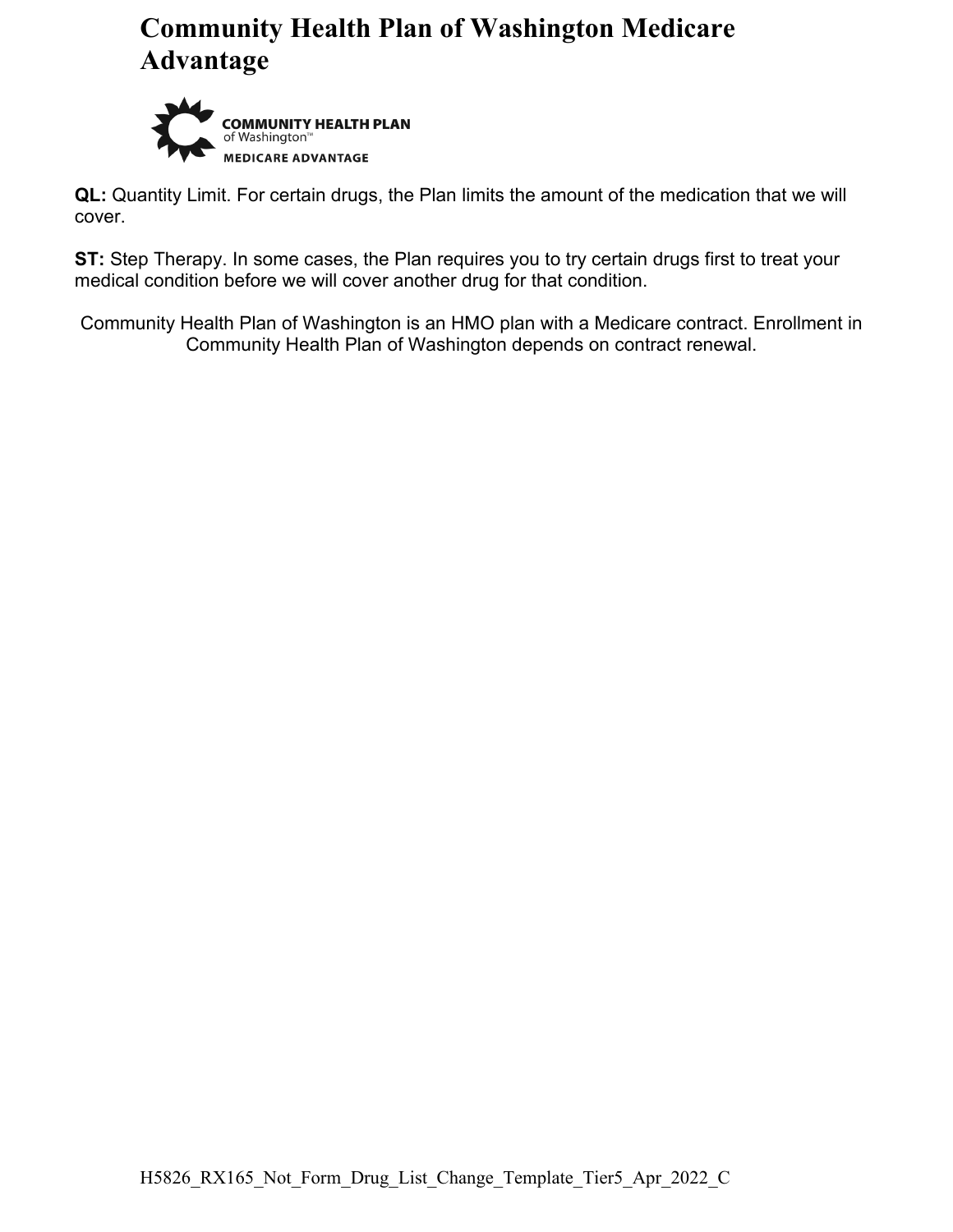# Community Health Plan of Washington Medicare Advantage

**QL:** Quantity Limit. For certain drugs, the Plan limits the amount of the medication that we will cover.

**ST:** Step Therapy. In some cases, the Plan requires you to try certain drugs first to treat your medical condition before we will cover another drug for that condition.

Community Health Plan of Washington is an HMO plan with a Medicare contract. Enrollment in Community Health Plan of Washington depends on contract renewal.

H5826_RX165_Not_Form_Drug_List_Change_Template_Tier5_Apr_2022_C